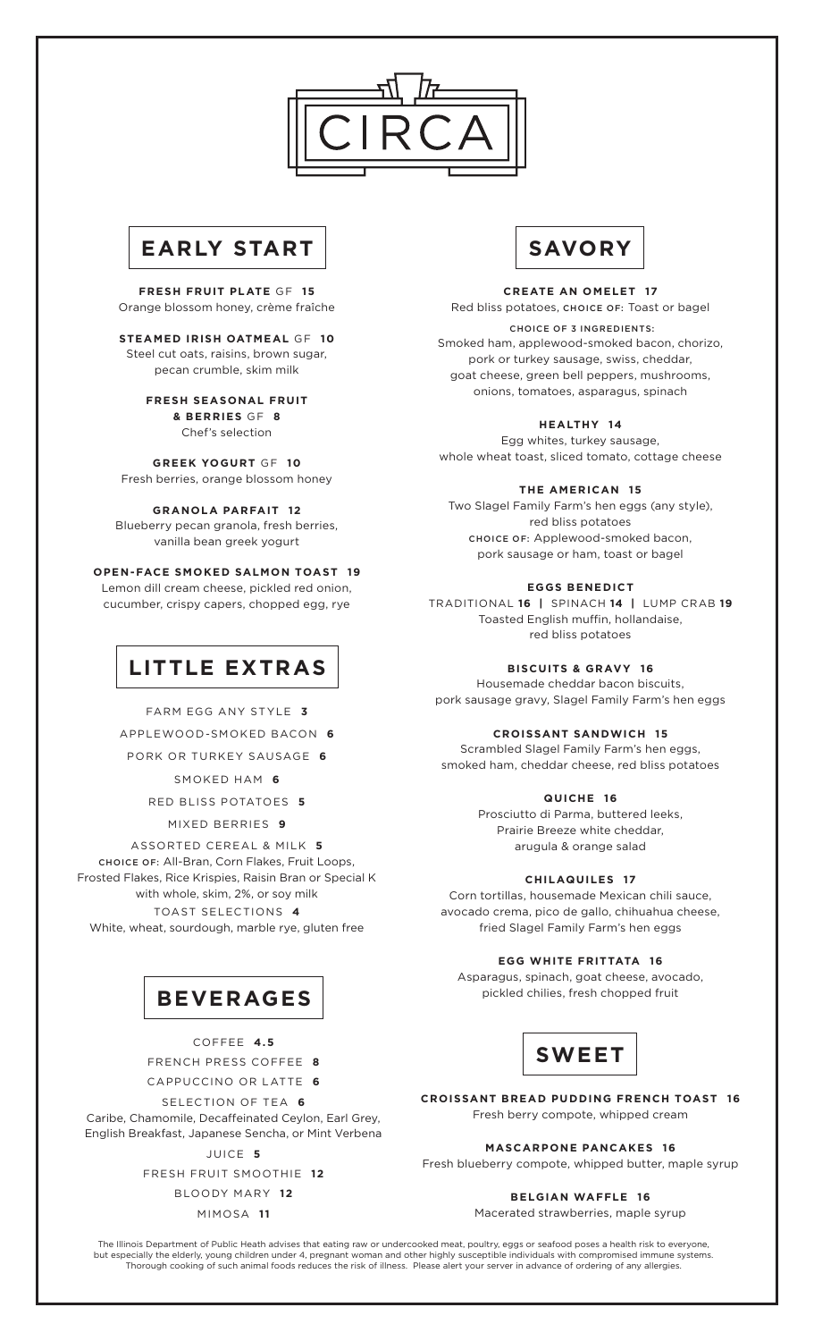# CIRCA

## EARLY START

**FRESH FRUIT PLATE** GF **15**
Orange blossom honey, crème fraîche

**STEAMED IRISH OATMEAL** GF **10**
Steel cut oats, raisins, brown sugar, pecan crumble, skim milk

**FRESH SEASONAL FRUIT & BERRIES** GF **8**
Chef's selection

**GREEK YOGURT** GF **10**
Fresh berries, orange blossom honey

**GRANOLA PARFAIT 12**
Blueberry pecan granola, fresh berries, vanilla bean greek yogurt

**OPEN-FACE SMOKED SALMON TOAST 19**
Lemon dill cream cheese, pickled red onion, cucumber, crispy capers, chopped egg, rye

## LITTLE EXTRAS

FARM EGG ANY STYLE **3**

APPLEWOOD-SMOKED BACON **6**

PORK OR TURKEY SAUSAGE **6**

SMOKED HAM **6**

RED BLISS POTATOES **5**

MIXED BERRIES **9**

ASSORTED CEREAL & MILK **5**
CHOICE OF: All-Bran, Corn Flakes, Fruit Loops, Frosted Flakes, Rice Krispies, Raisin Bran or Special K with whole, skim, 2%, or soy milk

TOAST SELECTIONS **4**
White, wheat, sourdough, marble rye, gluten free

## BEVERAGES

COFFEE **4.5**

FRENCH PRESS COFFEE **8**

CAPPUCCINO OR LATTE **6**

SELECTION OF TEA **6**
Caribe, Chamomile, Decaffeinated Ceylon, Earl Grey, English Breakfast, Japanese Sencha, or Mint Verbena

JUICE **5**

FRESH FRUIT SMOOTHIE **12**

BLOODY MARY **12**

MIMOSA **11**

## SAVORY

**CREATE AN OMELET 17**
Red bliss potatoes, CHOICE OF: Toast or bagel

CHOICE OF 3 INGREDIENTS:
Smoked ham, applewood-smoked bacon, chorizo, pork or turkey sausage, swiss, cheddar, goat cheese, green bell peppers, mushrooms, onions, tomatoes, asparagus, spinach

**HEALTHY 14**
Egg whites, turkey sausage, whole wheat toast, sliced tomato, cottage cheese

**THE AMERICAN 15**
Two Slagel Family Farm's hen eggs (any style), red bliss potatoes
CHOICE OF: Applewood-smoked bacon, pork sausage or ham, toast or bagel

**EGGS BENEDICT**
TRADITIONAL **16** | SPINACH **14** | LUMP CRAB **19**
Toasted English muffin, hollandaise, red bliss potatoes

**BISCUITS & GRAVY 16**
Housemade cheddar bacon biscuits, pork sausage gravy, Slagel Family Farm's hen eggs

**CROISSANT SANDWICH 15**
Scrambled Slagel Family Farm's hen eggs, smoked ham, cheddar cheese, red bliss potatoes

**QUICHE 16**
Prosciutto di Parma, buttered leeks, Prairie Breeze white cheddar, arugula & orange salad

**CHILAQUILES 17**
Corn tortillas, housemade Mexican chili sauce, avocado crema, pico de gallo, chihuahua cheese, fried Slagel Family Farm's hen eggs

**EGG WHITE FRITTATA 16**
Asparagus, spinach, goat cheese, avocado, pickled chilies, fresh chopped fruit

## SWEET

**CROISSANT BREAD PUDDING FRENCH TOAST 16**
Fresh berry compote, whipped cream

**MASCARPONE PANCAKES 16**
Fresh blueberry compote, whipped butter, maple syrup

**BELGIAN WAFFLE 16**
Macerated strawberries, maple syrup

The Illinois Department of Public Heath advises that eating raw or undercooked meat, poultry, eggs or seafood poses a health risk to everyone, but especially the elderly, young children under 4, pregnant woman and other highly susceptible individuals with compromised immune systems. Thorough cooking of such animal foods reduces the risk of illness. Please alert your server in advance of ordering of any allergies.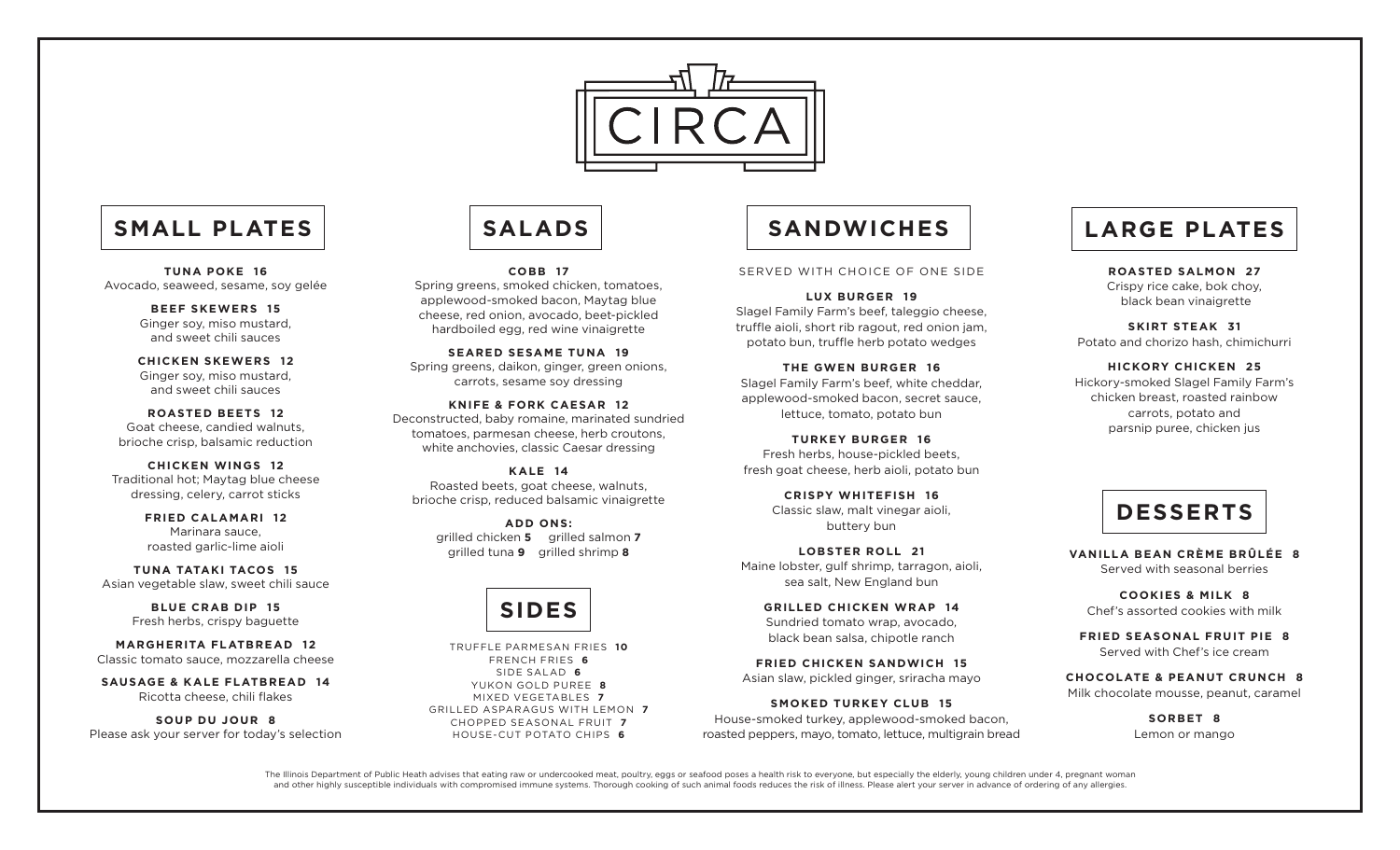# CIRCA

## SMALL PLATES

**TUNA POKE 16**
Avocado, seaweed, sesame, soy gelée

**BEEF SKEWERS 15**
Ginger soy, miso mustard, and sweet chili sauces

**CHICKEN SKEWERS 12**
Ginger soy, miso mustard, and sweet chili sauces

**ROASTED BEETS 12**
Goat cheese, candied walnuts, brioche crisp, balsamic reduction

**CHICKEN WINGS 12**
Traditional hot; Maytag blue cheese dressing, celery, carrot sticks

**FRIED CALAMARI 12**
Marinara sauce, roasted garlic-lime aioli

**TUNA TATAKI TACOS 15**
Asian vegetable slaw, sweet chili sauce

**BLUE CRAB DIP 15**
Fresh herbs, crispy baguette

**MARGHERITA FLATBREAD 12**
Classic tomato sauce, mozzarella cheese

**SAUSAGE & KALE FLATBREAD 14**
Ricotta cheese, chili flakes

**SOUP DU JOUR 8**
Please ask your server for today's selection

## SALADS

**COBB 17**
Spring greens, smoked chicken, tomatoes, applewood-smoked bacon, Maytag blue cheese, red onion, avocado, beet-pickled hardboiled egg, red wine vinaigrette

**SEARED SESAME TUNA 19**
Spring greens, daikon, ginger, green onions, carrots, sesame soy dressing

**KNIFE & FORK CAESAR 12**
Deconstructed, baby romaine, marinated sundried tomatoes, parmesan cheese, herb croutons, white anchovies, classic Caesar dressing

**KALE 14**
Roasted beets, goat cheese, walnuts, brioche crisp, reduced balsamic vinaigrette

**ADD ONS:**
grilled chicken **5** grilled salmon **7**
grilled tuna **9** grilled shrimp **8**

## SIDES

TRUFFLE PARMESAN FRIES **10**
FRENCH FRIES **6**
SIDE SALAD **6**
YUKON GOLD PUREE **8**
MIXED VEGETABLES **7**
GRILLED ASPARAGUS WITH LEMON **7**
CHOPPED SEASONAL FRUIT **7**
HOUSE-CUT POTATO CHIPS **6**

## SANDWICHES

SERVED WITH CHOICE OF ONE SIDE

**LUX BURGER 19**
Slagel Family Farm's beef, taleggio cheese, truffle aioli, short rib ragout, red onion jam, potato bun, truffle herb potato wedges

**THE GWEN BURGER 16**
Slagel Family Farm's beef, white cheddar, applewood-smoked bacon, secret sauce, lettuce, tomato, potato bun

**TURKEY BURGER 16**
Fresh herbs, house-pickled beets, fresh goat cheese, herb aioli, potato bun

**CRISPY WHITEFISH 16**
Classic slaw, malt vinegar aioli, buttery bun

**LOBSTER ROLL 21**
Maine lobster, gulf shrimp, tarragon, aioli, sea salt, New England bun

**GRILLED CHICKEN WRAP 14**
Sundried tomato wrap, avocado, black bean salsa, chipotle ranch

**FRIED CHICKEN SANDWICH 15**
Asian slaw, pickled ginger, sriracha mayo

**SMOKED TURKEY CLUB 15**
House-smoked turkey, applewood-smoked bacon, roasted peppers, mayo, tomato, lettuce, multigrain bread

## LARGE PLATES

**ROASTED SALMON 27**
Crispy rice cake, bok choy, black bean vinaigrette

**SKIRT STEAK 31**
Potato and chorizo hash, chimichurri

**HICKORY CHICKEN 25**
Hickory-smoked Slagel Family Farm's chicken breast, roasted rainbow carrots, potato and parsnip puree, chicken jus

## DESSERTS

**VANILLA BEAN CRÈME BRÛLÉE 8**
Served with seasonal berries

**COOKIES & MILK 8**
Chef's assorted cookies with milk

**FRIED SEASONAL FRUIT PIE 8**
Served with Chef's ice cream

**CHOCOLATE & PEANUT CRUNCH 8**
Milk chocolate mousse, peanut, caramel

**SORBET 8**
Lemon or mango

The Illinois Department of Public Heath advises that eating raw or undercooked meat, poultry, eggs or seafood poses a health risk to everyone, but especially the elderly, young children under 4, pregnant woman and other highly susceptible individuals with compromised immune systems. Thorough cooking of such animal foods reduces the risk of illness. Please alert your server in advance of ordering of any allergies.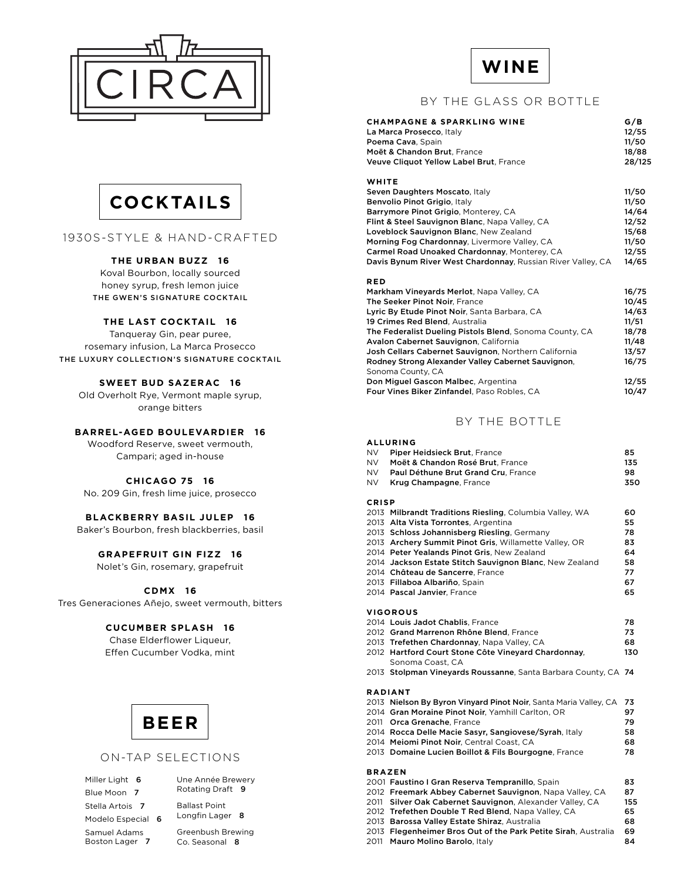# CIRCA

## COCKTAILS

1930S-STYLE & HAND-CRAFTED

**THE URBAN BUZZ 16**
Koval Bourbon, locally sourced honey syrup, fresh lemon juice
THE GWEN'S SIGNATURE COCKTAIL

**THE LAST COCKTAIL 16**
Tanqueray Gin, pear puree, rosemary infusion, La Marca Prosecco
THE LUXURY COLLECTION'S SIGNATURE COCKTAIL

**SWEET BUD SAZERAC 16**
Old Overholt Rye, Vermont maple syrup, orange bitters

**BARREL-AGED BOULEVARDIER 16**
Woodford Reserve, sweet vermouth, Campari; aged in-house

**CHICAGO 75 16**
No. 209 Gin, fresh lime juice, prosecco

**BLACKBERRY BASIL JULEP 16**
Baker's Bourbon, fresh blackberries, basil

**GRAPEFRUIT GIN FIZZ 16**
Nolet's Gin, rosemary, grapefruit

**CDMX 16**
Tres Generaciones Añejo, sweet vermouth, bitters

**CUCUMBER SPLASH 16**
Chase Elderflower Liqueur, Effen Cucumber Vodka, mint

## BEER

ON-TAP SELECTIONS

- Miller Light **6**
- Blue Moon **7**
- Stella Artois **7**
- Modelo Especial **6**
- Samuel Adams Boston Lager **7**
- Une Année Brewery Rotating Draft **9**
- Ballast Point Longfin Lager **8**
- Greenbush Brewing Co. Seasonal **8**

## WINE

BY THE GLASS OR BOTTLE

| CHAMPAGNE & SPARKLING WINE | G/B |
|---|---|
| **La Marca Prosecco**, Italy | 12/55 |
| **Poema Cava**, Spain | 11/50 |
| **Moët & Chandon Brut**, France | 18/88 |
| **Veuve Cliquot Yellow Label Brut**, France | 28/125 |

| WHITE | |
|---|---|
| **Seven Daughters Moscato**, Italy | 11/50 |
| **Benvolio Pinot Grigio**, Italy | 11/50 |
| **Barrymore Pinot Grigio**, Monterey, CA | 14/64 |
| **Flint & Steel Sauvignon Blanc**, Napa Valley, CA | 12/52 |
| **Loveblock Sauvignon Blanc**, New Zealand | 15/68 |
| **Morning Fog Chardonnay**, Livermore Valley, CA | 11/50 |
| **Carmel Road Unoaked Chardonnay**, Monterey, CA | 12/55 |
| **Davis Bynum River West Chardonnay**, Russian River Valley, CA | 14/65 |

| RED | |
|---|---|
| **Markham Vineyards Merlot**, Napa Valley, CA | 16/75 |
| **The Seeker Pinot Noir**, France | 10/45 |
| **Lyric By Etude Pinot Noir**, Santa Barbara, CA | 14/63 |
| **19 Crimes Red Blend**, Australia | 11/51 |
| **The Federalist Dueling Pistols Blend**, Sonoma County, CA | 18/78 |
| **Avalon Cabernet Sauvignon**, California | 11/48 |
| **Josh Cellars Cabernet Sauvignon**, Northern California | 13/57 |
| **Rodney Strong Alexander Valley Cabernet Sauvignon**, Sonoma County, CA | 16/75 |
| **Don Miguel Gascon Malbec**, Argentina | 12/55 |
| **Four Vines Biker Zinfandel**, Paso Robles, CA | 10/47 |

### BY THE BOTTLE

| ALLURING | | |
|---|---|---|
| NV | **Piper Heidsieck Brut**, France | 85 |
| NV | **Moët & Chandon Rosé Brut**, France | 135 |
| NV | **Paul Déthune Brut Grand Cru**, France | 98 |
| NV | **Krug Champagne**, France | 350 |

| CRISP | | |
|---|---|---|
| 2013 | **Milbrandt Traditions Riesling**, Columbia Valley, WA | 60 |
| 2013 | **Alta Vista Torrontes**, Argentina | 55 |
| 2013 | **Schloss Johannisberg Riesling**, Germany | 78 |
| 2013 | **Archery Summit Pinot Gris**, Willamette Valley, OR | 83 |
| 2014 | **Peter Yealands Pinot Gris**, New Zealand | 64 |
| 2014 | **Jackson Estate Stitch Sauvignon Blanc**, New Zealand | 58 |
| 2014 | **Château de Sancerre**, France | 77 |
| 2013 | **Fillaboa Albariño**, Spain | 67 |
| 2014 | **Pascal Janvier**, France | 65 |

| VIGOROUS | | |
|---|---|---|
| 2014 | **Louis Jadot Chablis**, France | 78 |
| 2012 | **Grand Marrenon Rhône Blend**, France | 73 |
| 2013 | **Trefethen Chardonnay**, Napa Valley, CA | 68 |
| 2012 | **Hartford Court Stone Côte Vineyard Chardonnay**, Sonoma Coast, CA | 130 |
| 2013 | **Stolpman Vineyards Roussanne**, Santa Barbara County, CA | 74 |

| RADIANT | | |
|---|---|---|
| 2013 | **Nielson By Byron Vinyard Pinot Noir**, Santa Maria Valley, CA | 73 |
| 2014 | **Gran Moraine Pinot Noir**, Yamhill Carlton, OR | 97 |
| 2011 | **Orca Grenache**, France | 79 |
| 2014 | **Rocca Delle Macie Sasyr, Sangiovese/Syrah**, Italy | 58 |
| 2014 | **Meiomi Pinot Noir**, Central Coast, CA | 68 |
| 2013 | **Domaine Lucien Boillot & Fils Bourgogne**, France | 78 |

| BRAZEN | | |
|---|---|---|
| 2001 | **Faustino I Gran Reserva Tempranillo**, Spain | 83 |
| 2012 | **Freemark Abbey Cabernet Sauvignon**, Napa Valley, CA | 87 |
| 2011 | **Silver Oak Cabernet Sauvignon**, Alexander Valley, CA | 155 |
| 2012 | **Trefethen Double T Red Blend**, Napa Valley, CA | 65 |
| 2013 | **Barossa Valley Estate Shiraz**, Australia | 68 |
| 2013 | **Flegenheimer Bros Out of the Park Petite Sirah**, Australia | 69 |
| 2011 | **Mauro Molino Barolo**, Italy | 84 |